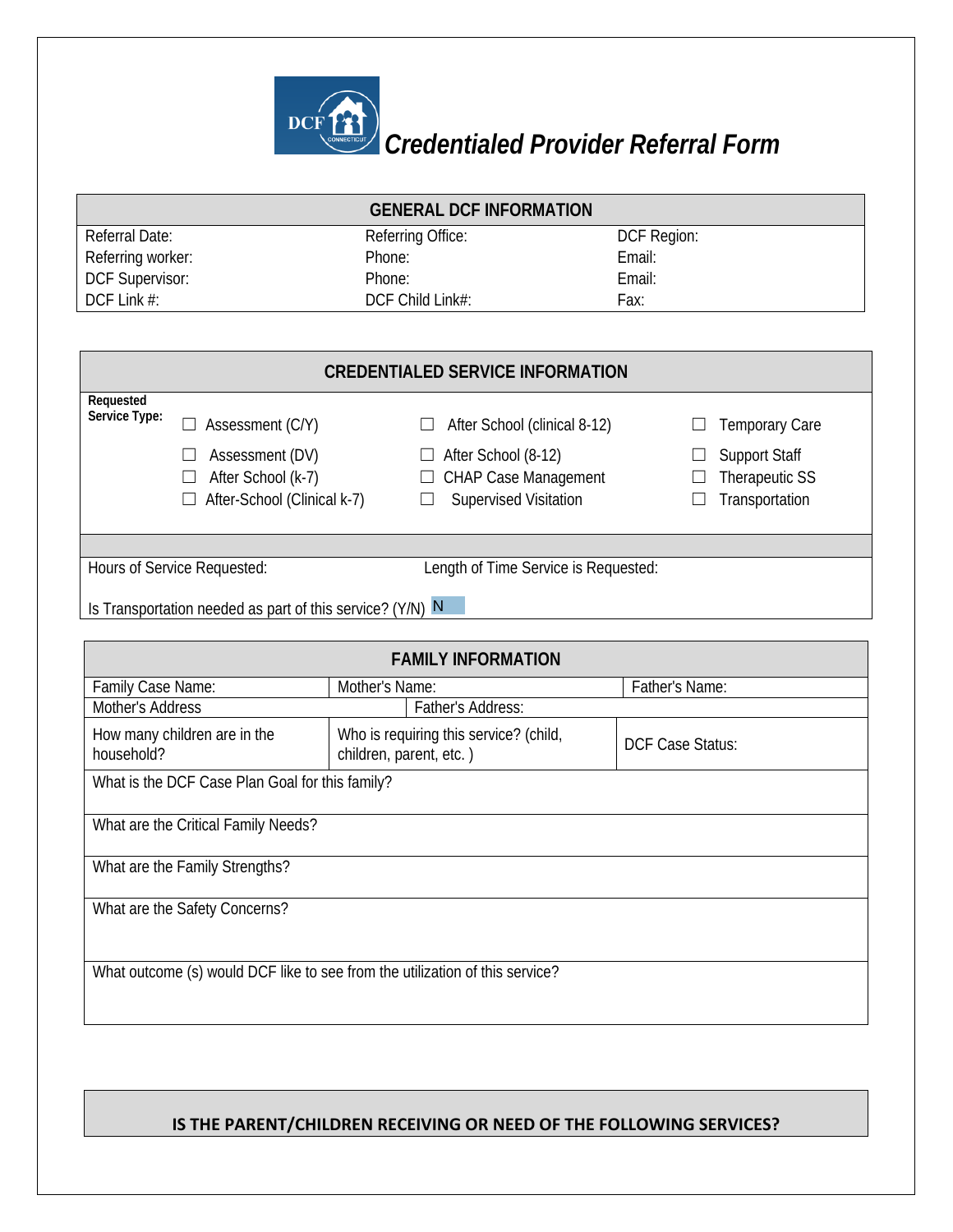# Credentialed Provider Referral Form

| GENERAL DCF INFORMATION | | |
|---|---|---|
| Referral Date: | Referring Office: | DCF Region: |
| Referring worker: | Phone: | Email: |
| DCF Supervisor: | Phone: | Email: |
| DCF Link #: | DCF Child Link#: | Fax: |

## CREDENTIALED SERVICE INFORMATION

**Requested Service Type:**

| | | |
|---|---|---|
| ☐ Assessment (C/Y) | ☐ After School (clinical 8-12) | ☐ Temporary Care |
| ☐ Assessment (DV) | ☐ After School (8-12) | ☐ Support Staff |
| ☐ After School (k-7) | ☐ CHAP Case Management | ☐ Therapeutic SS |
| ☐ After-School (Clinical k-7) | ☐ Supervised Visitation | ☐ Transportation |

Hours of Service Requested: Length of Time Service is Requested:

Is Transportation needed as part of this service? (Y/N) N

## FAMILY INFORMATION

| Family Case Name: | Mother's Name: | Father's Name: |
|---|---|---|
| Mother's Address | Father's Address: | |
| How many children are in the household? | Who is requiring this service? (child, children, parent, etc. ) | DCF Case Status: |

What is the DCF Case Plan Goal for this family?

What are the Critical Family Needs?

What are the Family Strengths?

What are the Safety Concerns?

What outcome (s) would DCF like to see from the utilization of this service?

## IS THE PARENT/CHILDREN RECEIVING OR NEED OF THE FOLLOWING SERVICES?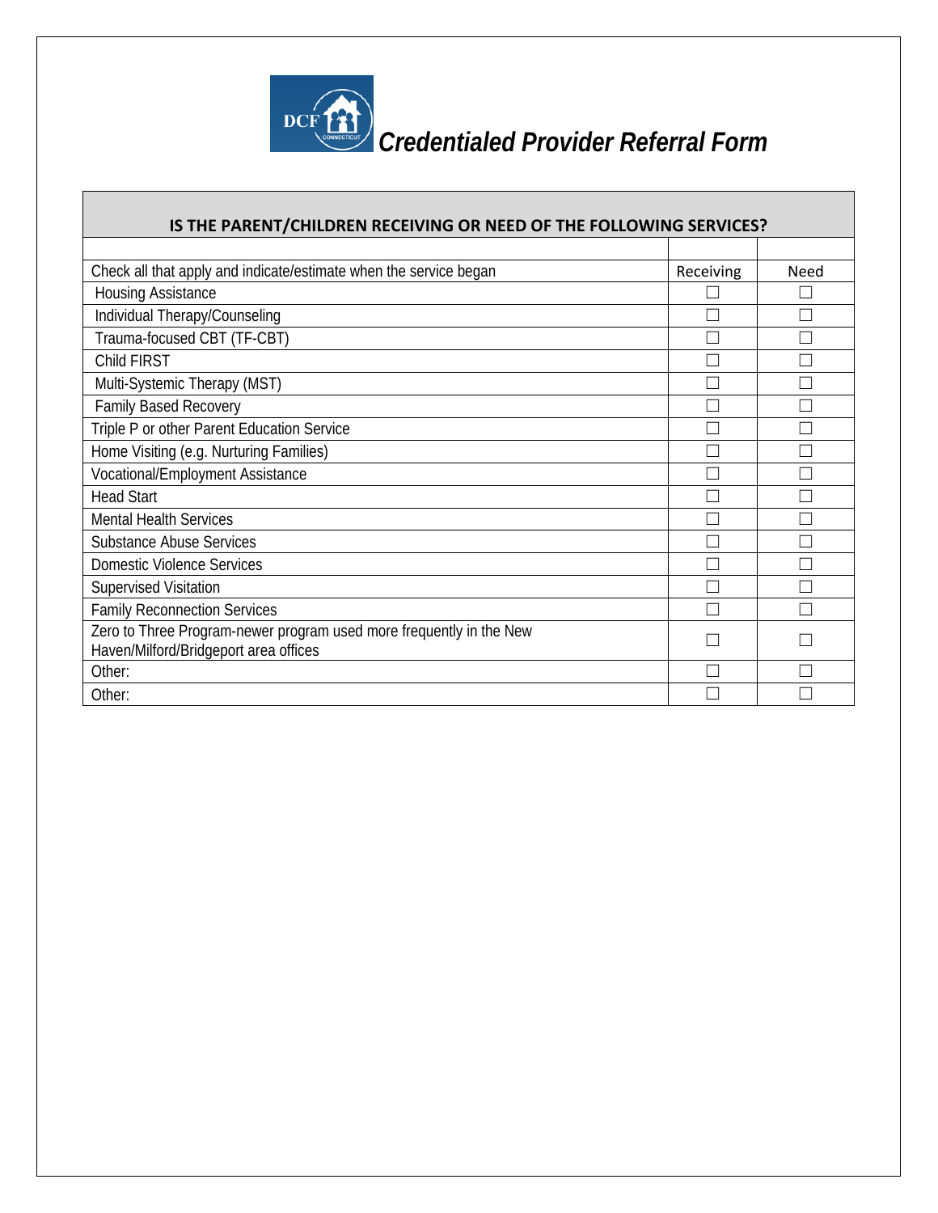# *Credentialed Provider Referral Form*

| IS THE PARENT/CHILDREN RECEIVING OR NEED OF THE FOLLOWING SERVICES? | | |
|---|---|---|
| | | |
| Check all that apply and indicate/estimate when the service began | Receiving | Need |
| Housing Assistance | ☐ | ☐ |
| Individual Therapy/Counseling | ☐ | ☐ |
| Trauma-focused CBT (TF-CBT) | ☐ | ☐ |
| Child FIRST | ☐ | ☐ |
| Multi-Systemic Therapy (MST) | ☐ | ☐ |
| Family Based Recovery | ☐ | ☐ |
| Triple P or other Parent Education Service | ☐ | ☐ |
| Home Visiting (e.g. Nurturing Families) | ☐ | ☐ |
| Vocational/Employment Assistance | ☐ | ☐ |
| Head Start | ☐ | ☐ |
| Mental Health Services | ☐ | ☐ |
| Substance Abuse Services | ☐ | ☐ |
| Domestic Violence Services | ☐ | ☐ |
| Supervised Visitation | ☐ | ☐ |
| Family Reconnection Services | ☐ | ☐ |
| Zero to Three Program-newer program used more frequently in the New Haven/Milford/Bridgeport area offices | ☐ | ☐ |
| Other: | ☐ | ☐ |
| Other: | ☐ | ☐ |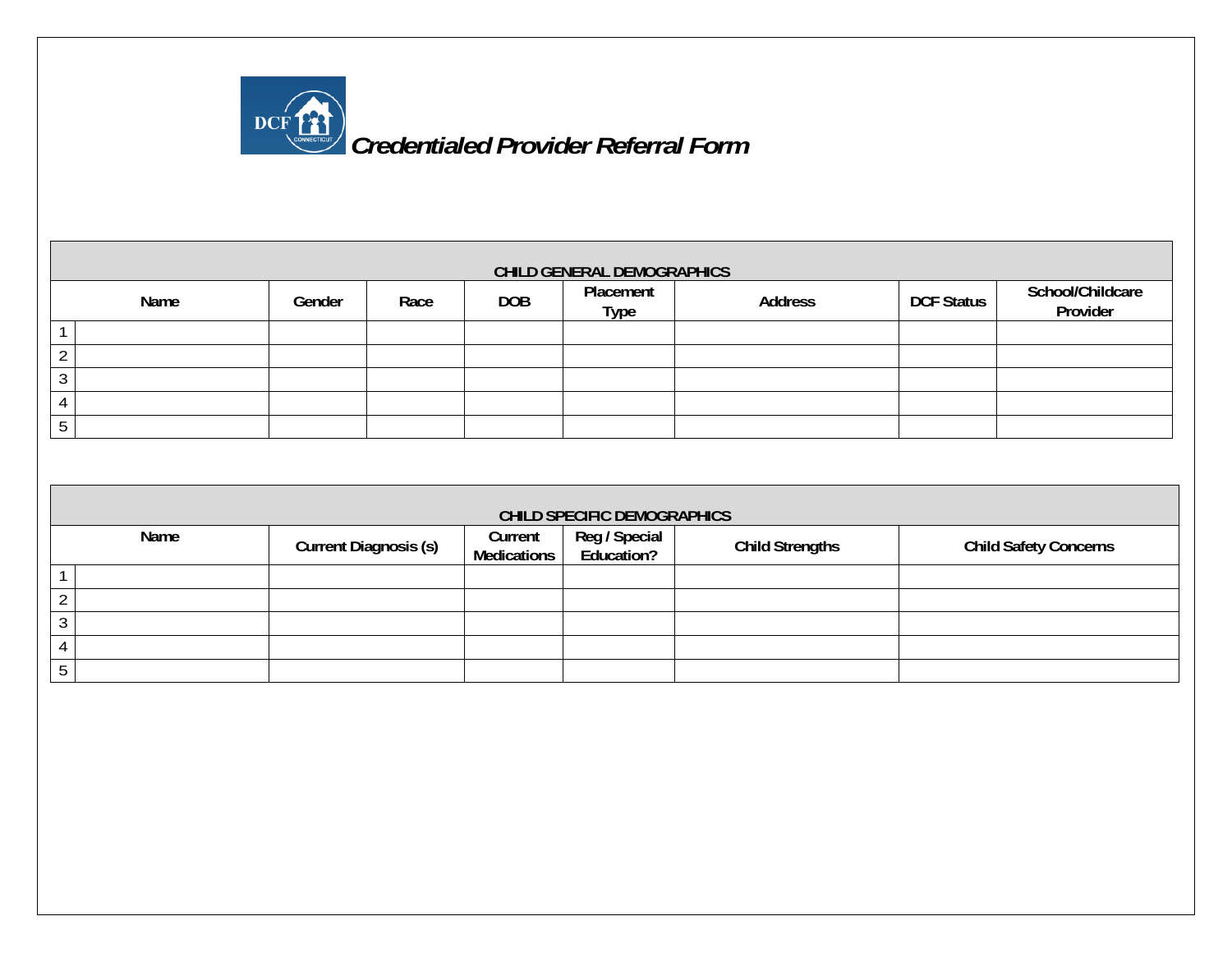# *Credentialed Provider Referral Form*

| CHILD GENERAL DEMOGRAPHICS | | | | | | | | |
|---|---|---|---|---|---|---|---|---|
| | Name | Gender | Race | DOB | Placement Type | Address | DCF Status | School/Childcare Provider |
| 1 | | | | | | | | |
| 2 | | | | | | | | |
| 3 | | | | | | | | |
| 4 | | | | | | | | |
| 5 | | | | | | | | |

| CHILD SPECIFIC DEMOGRAPHICS | | | | | | | |
|---|---|---|---|---|---|---|---|
| | Name | Current Diagnosis (s) | Current Medications | Reg / Special Education? | Child Strengths | Child Safety Concerns |
| 1 | | | | | | |
| 2 | | | | | | |
| 3 | | | | | | |
| 4 | | | | | | |
| 5 | | | | | | |